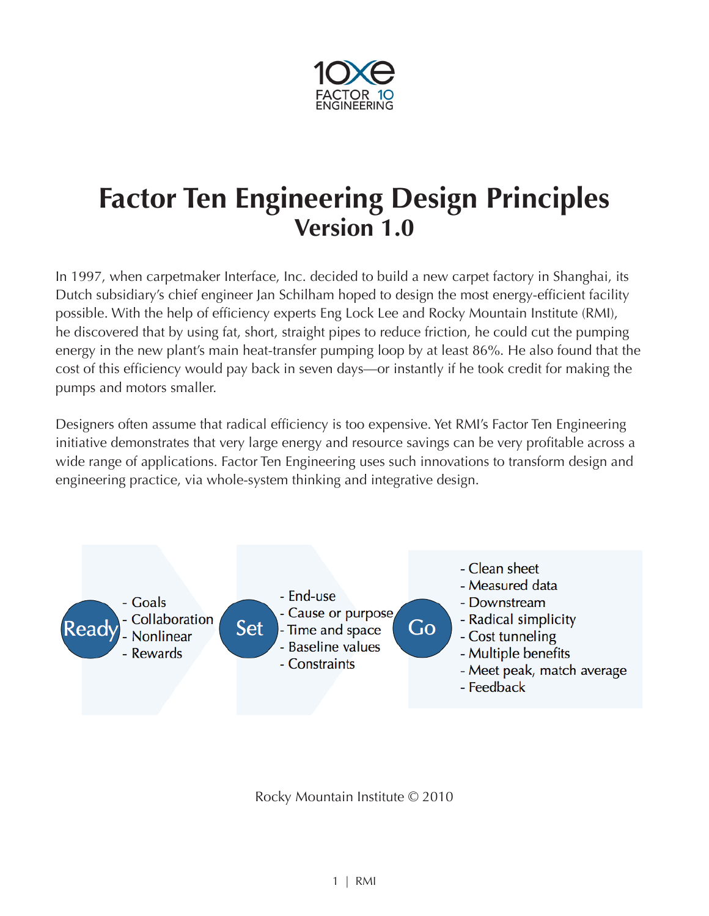10xe
FACTOR 10
ENGINEERING

# Factor Ten Engineering Design Principles
## Version 1.0

In 1997, when carpetmaker Interface, Inc. decided to build a new carpet factory in Shanghai, its Dutch subsidiary's chief engineer Jan Schilham hoped to design the most energy-efficient facility possible. With the help of efficiency experts Eng Lock Lee and Rocky Mountain Institute (RMI), he discovered that by using fat, short, straight pipes to reduce friction, he could cut the pumping energy in the new plant's main heat-transfer pumping loop by at least 86%. He also found that the cost of this efficiency would pay back in seven days—or instantly if he took credit for making the pumps and motors smaller.

Designers often assume that radical efficiency is too expensive. Yet RMI's Factor Ten Engineering initiative demonstrates that very large energy and resource savings can be very profitable across a wide range of applications. Factor Ten Engineering uses such innovations to transform design and engineering practice, via whole-system thinking and integrative design.

Ready
- Goals
- Collaboration
- Nonlinear
- Rewards

Set
- End-use
- Cause or purpose
- Time and space
- Baseline values
- Constraints

Go
- Clean sheet
- Measured data
- Downstream
- Radical simplicity
- Cost tunneling
- Multiple benefits
- Meet peak, match average
- Feedback

Rocky Mountain Institute © 2010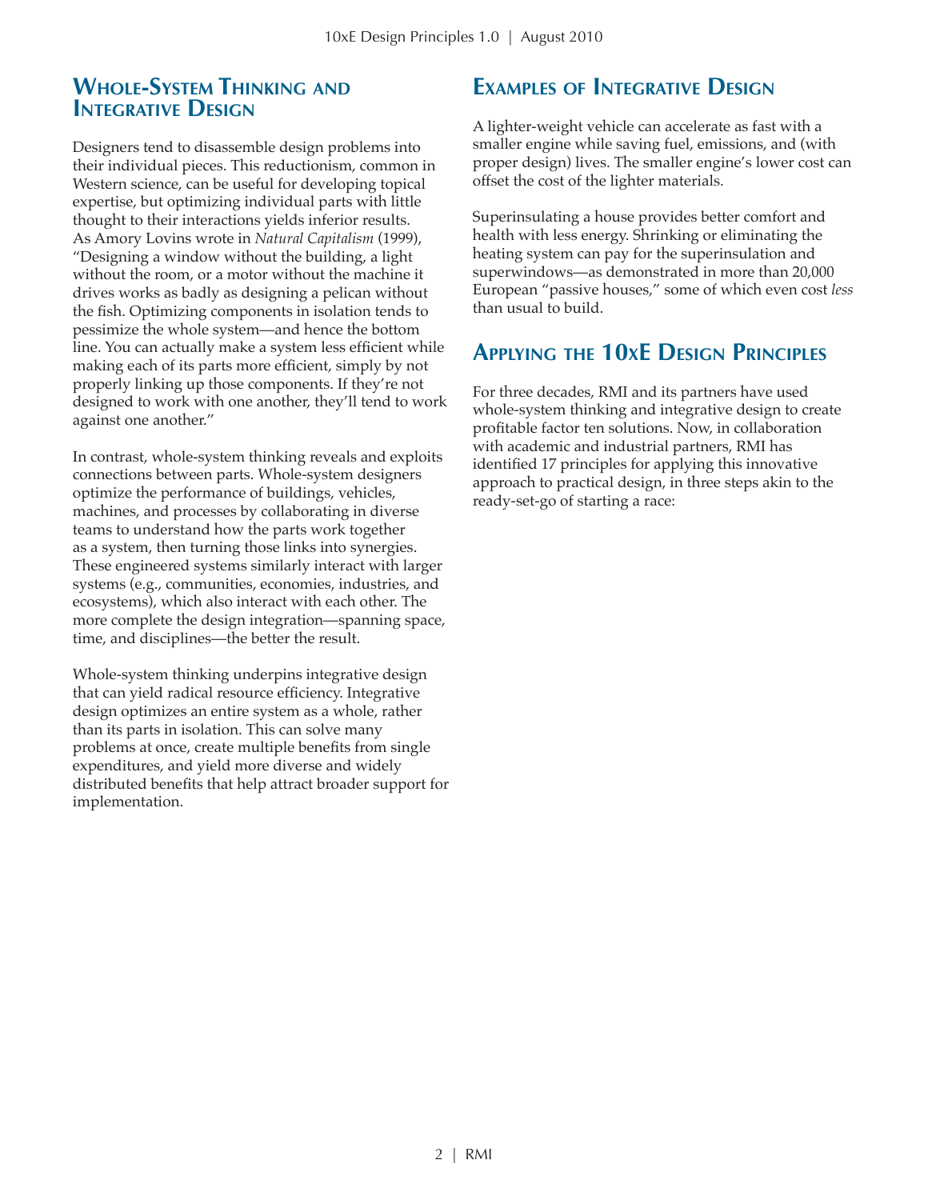## Whole-System Thinking and Integrative Design

Designers tend to disassemble design problems into their individual pieces. This reductionism, common in Western science, can be useful for developing topical expertise, but optimizing individual parts with little thought to their interactions yields inferior results. As Amory Lovins wrote in *Natural Capitalism* (1999), "Designing a window without the building, a light without the room, or a motor without the machine it drives works as badly as designing a pelican without the fish. Optimizing components in isolation tends to pessimize the whole system—and hence the bottom line. You can actually make a system less efficient while making each of its parts more efficient, simply by not properly linking up those components. If they're not designed to work with one another, they'll tend to work against one another."

In contrast, whole-system thinking reveals and exploits connections between parts. Whole-system designers optimize the performance of buildings, vehicles, machines, and processes by collaborating in diverse teams to understand how the parts work together as a system, then turning those links into synergies. These engineered systems similarly interact with larger systems (e.g., communities, economies, industries, and ecosystems), which also interact with each other. The more complete the design integration—spanning space, time, and disciplines—the better the result.

Whole-system thinking underpins integrative design that can yield radical resource efficiency. Integrative design optimizes an entire system as a whole, rather than its parts in isolation. This can solve many problems at once, create multiple benefits from single expenditures, and yield more diverse and widely distributed benefits that help attract broader support for implementation.

## Examples of Integrative Design

A lighter-weight vehicle can accelerate as fast with a smaller engine while saving fuel, emissions, and (with proper design) lives. The smaller engine's lower cost can offset the cost of the lighter materials.

Superinsulating a house provides better comfort and health with less energy. Shrinking or eliminating the heating system can pay for the superinsulation and superwindows—as demonstrated in more than 20,000 European "passive houses," some of which even cost *less* than usual to build.

## Applying the 10xE Design Principles

For three decades, RMI and its partners have used whole-system thinking and integrative design to create profitable factor ten solutions. Now, in collaboration with academic and industrial partners, RMI has identified 17 principles for applying this innovative approach to practical design, in three steps akin to the ready-set-go of starting a race: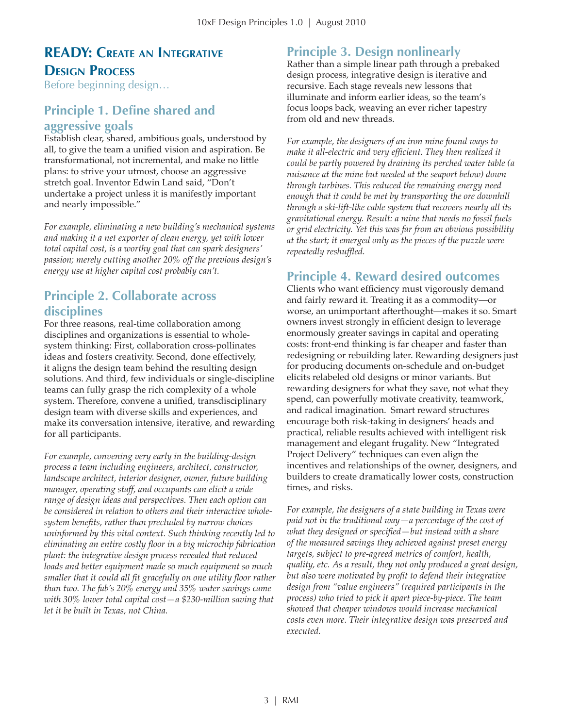# READY: Create an Integrative Design Process

Before beginning design…

## Principle 1. Define shared and aggressive goals

Establish clear, shared, ambitious goals, understood by all, to give the team a unified vision and aspiration. Be transformational, not incremental, and make no little plans: to strive your utmost, choose an aggressive stretch goal. Inventor Edwin Land said, "Don't undertake a project unless it is manifestly important and nearly impossible."

*For example, eliminating a new building's mechanical systems and making it a net exporter of clean energy, yet with lower total capital cost, is a worthy goal that can spark designers' passion; merely cutting another 20% off the previous design's energy use at higher capital cost probably can't.*

## Principle 2. Collaborate across disciplines

For three reasons, real-time collaboration among disciplines and organizations is essential to whole-system thinking: First, collaboration cross-pollinates ideas and fosters creativity. Second, done effectively, it aligns the design team behind the resulting design solutions. And third, few individuals or single-discipline teams can fully grasp the rich complexity of a whole system. Therefore, convene a unified, transdisciplinary design team with diverse skills and experiences, and make its conversation intensive, iterative, and rewarding for all participants.

*For example, convening very early in the building-design process a team including engineers, architect, constructor, landscape architect, interior designer, owner, future building manager, operating staff, and occupants can elicit a wide range of design ideas and perspectives. Then each option can be considered in relation to others and their interactive whole-system benefits, rather than precluded by narrow choices uninformed by this vital context. Such thinking recently led to eliminating an entire costly floor in a big microchip fabrication plant: the integrative design process revealed that reduced loads and better equipment made so much equipment so much smaller that it could all fit gracefully on one utility floor rather than two. The fab's 20% energy and 35% water savings came with 30% lower total capital cost—a $230-million saving that let it be built in Texas, not China.*

## Principle 3. Design nonlinearly

Rather than a simple linear path through a prebaked design process, integrative design is iterative and recursive. Each stage reveals new lessons that illuminate and inform earlier ideas, so the team's focus loops back, weaving an ever richer tapestry from old and new threads.

*For example, the designers of an iron mine found ways to make it all-electric and very efficient. They then realized it could be partly powered by draining its perched water table (a nuisance at the mine but needed at the seaport below) down through turbines. This reduced the remaining energy need enough that it could be met by transporting the ore downhill through a ski-lift-like cable system that recovers nearly all its gravitational energy. Result: a mine that needs no fossil fuels or grid electricity. Yet this was far from an obvious possibility at the start; it emerged only as the pieces of the puzzle were repeatedly reshuffled.*

## Principle 4. Reward desired outcomes

Clients who want efficiency must vigorously demand and fairly reward it. Treating it as a commodity—or worse, an unimportant afterthought—makes it so. Smart owners invest strongly in efficient design to leverage enormously greater savings in capital and operating costs: front-end thinking is far cheaper and faster than redesigning or rebuilding later. Rewarding designers just for producing documents on-schedule and on-budget elicits relabeled old designs or minor variants. But rewarding designers for what they save, not what they spend, can powerfully motivate creativity, teamwork, and radical imagination. Smart reward structures encourage both risk-taking in designers' heads and practical, reliable results achieved with intelligent risk management and elegant frugality. New "Integrated Project Delivery" techniques can even align the incentives and relationships of the owner, designers, and builders to create dramatically lower costs, construction times, and risks.

*For example, the designers of a state building in Texas were paid not in the traditional way—a percentage of the cost of what they designed or specified—but instead with a share of the measured savings they achieved against preset energy targets, subject to pre-agreed metrics of comfort, health, quality, etc. As a result, they not only produced a great design, but also were motivated by profit to defend their integrative design from "value engineers" (required participants in the process) who tried to pick it apart piece-by-piece. The team showed that cheaper windows would increase mechanical costs even more. Their integrative design was preserved and executed.*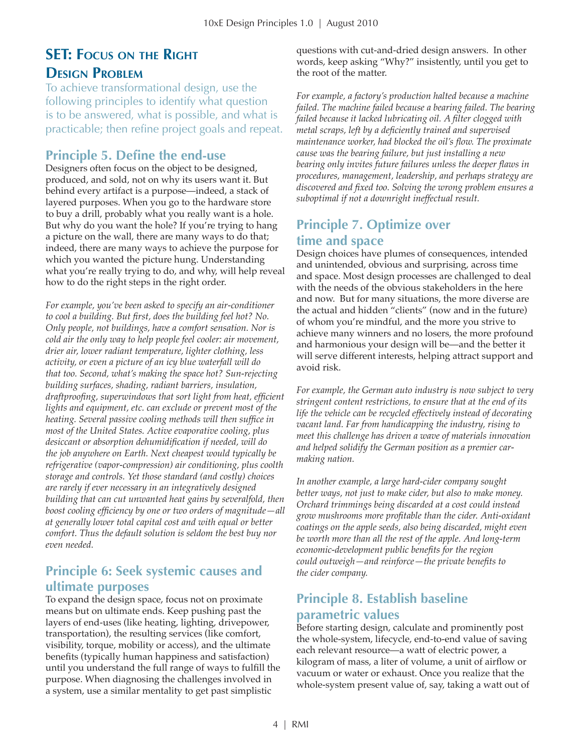## SET: Focus on the Right Design Problem

To achieve transformational design, use the following principles to identify what question is to be answered, what is possible, and what is practicable; then refine project goals and repeat.

### Principle 5. Define the end-use

Designers often focus on the object to be designed, produced, and sold, not on why its users want it. But behind every artifact is a purpose—indeed, a stack of layered purposes. When you go to the hardware store to buy a drill, probably what you really want is a hole. But why do you want the hole? If you're trying to hang a picture on the wall, there are many ways to do that; indeed, there are many ways to achieve the purpose for which you wanted the picture hung. Understanding what you're really trying to do, and why, will help reveal how to do the right steps in the right order.

*For example, you've been asked to specify an air-conditioner to cool a building. But first, does the building feel hot? No. Only people, not buildings, have a comfort sensation. Nor is cold air the only way to help people feel cooler: air movement, drier air, lower radiant temperature, lighter clothing, less activity, or even a picture of an icy blue waterfall will do that too. Second, what's making the space hot? Sun-rejecting building surfaces, shading, radiant barriers, insulation, draftproofing, superwindows that sort light from heat, efficient lights and equipment, etc. can exclude or prevent most of the heating. Several passive cooling methods will then suffice in most of the United States. Active evaporative cooling, plus desiccant or absorption dehumidification if needed, will do the job anywhere on Earth. Next cheapest would typically be refrigerative (vapor-compression) air conditioning, plus coolth storage and controls. Yet those standard (and costly) choices are rarely if ever necessary in an integratively designed building that can cut unwanted heat gains by severalfold, then boost cooling efficiency by one or two orders of magnitude—all at generally lower total capital cost and with equal or better comfort. Thus the default solution is seldom the best buy nor even needed.*

### Principle 6: Seek systemic causes and ultimate purposes

To expand the design space, focus not on proximate means but on ultimate ends. Keep pushing past the layers of end-uses (like heating, lighting, drivepower, transportation), the resulting services (like comfort, visibility, torque, mobility or access), and the ultimate benefits (typically human happiness and satisfaction) until you understand the full range of ways to fulfill the purpose. When diagnosing the challenges involved in a system, use a similar mentality to get past simplistic questions with cut-and-dried design answers. In other words, keep asking "Why?" insistently, until you get to the root of the matter.

*For example, a factory's production halted because a machine failed. The machine failed because a bearing failed. The bearing failed because it lacked lubricating oil. A filter clogged with metal scraps, left by a deficiently trained and supervised maintenance worker, had blocked the oil's flow. The proximate cause was the bearing failure, but just installing a new bearing only invites future failures unless the deeper flaws in procedures, management, leadership, and perhaps strategy are discovered and fixed too. Solving the wrong problem ensures a suboptimal if not a downright ineffectual result.*

### Principle 7. Optimize over time and space

Design choices have plumes of consequences, intended and unintended, obvious and surprising, across time and space. Most design processes are challenged to deal with the needs of the obvious stakeholders in the here and now. But for many situations, the more diverse are the actual and hidden "clients" (now and in the future) of whom you're mindful, and the more you strive to achieve many winners and no losers, the more profound and harmonious your design will be—and the better it will serve different interests, helping attract support and avoid risk.

*For example, the German auto industry is now subject to very stringent content restrictions, to ensure that at the end of its life the vehicle can be recycled effectively instead of decorating vacant land. Far from handicapping the industry, rising to meet this challenge has driven a wave of materials innovation and helped solidify the German position as a premier car-making nation.*

*In another example, a large hard-cider company sought better ways, not just to make cider, but also to make money. Orchard trimmings being discarded at a cost could instead grow mushrooms more profitable than the cider. Anti-oxidant coatings on the apple seeds, also being discarded, might even be worth more than all the rest of the apple. And long-term economic-development public benefits for the region could outweigh—and reinforce—the private benefits to the cider company.*

### Principle 8. Establish baseline parametric values

Before starting design, calculate and prominently post the whole-system, lifecycle, end-to-end value of saving each relevant resource—a watt of electric power, a kilogram of mass, a liter of volume, a unit of airflow or vacuum or water or exhaust. Once you realize that the whole-system present value of, say, taking a watt out of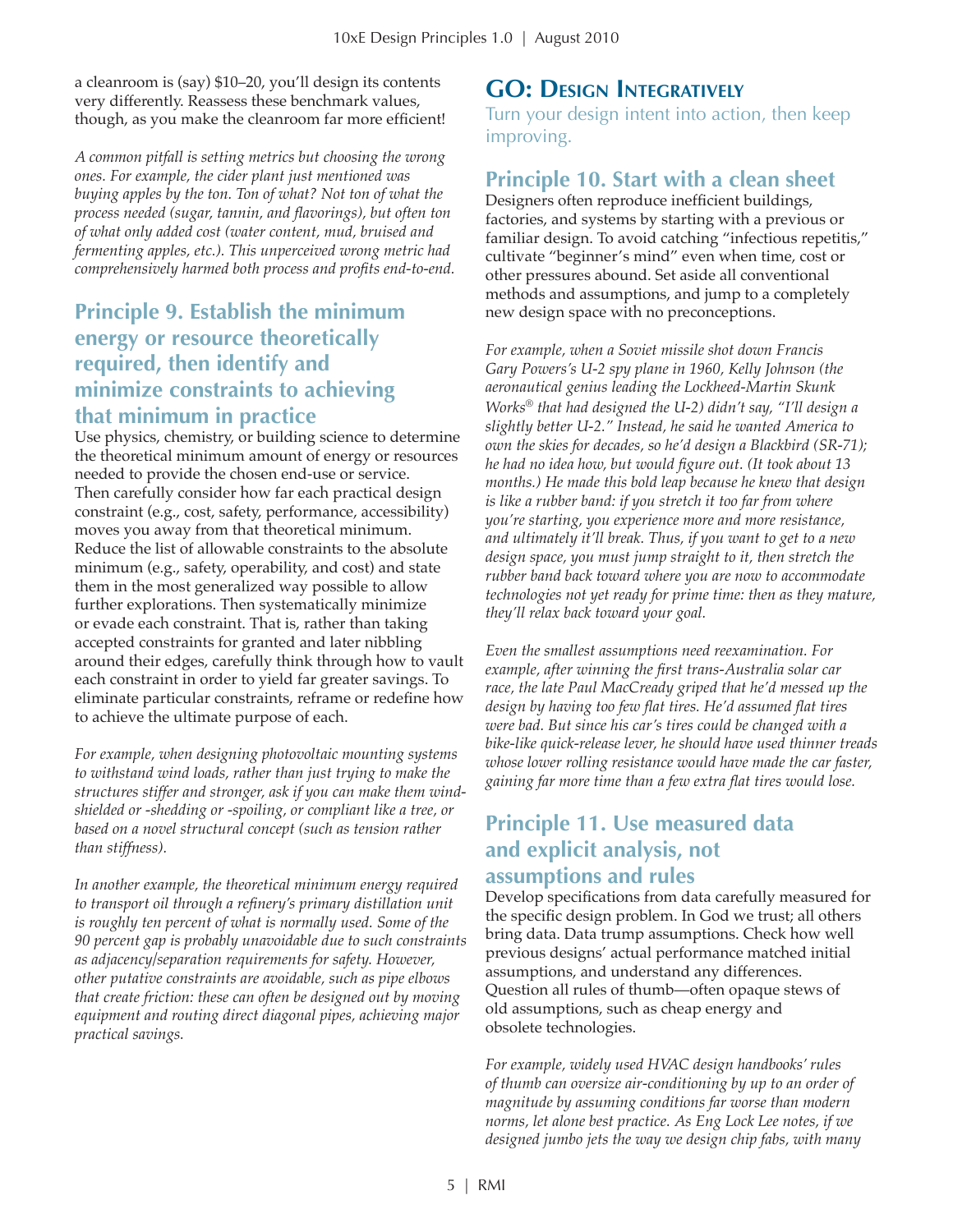a cleanroom is (say) $10–20, you'll design its contents very differently. Reassess these benchmark values, though, as you make the cleanroom far more efficient!

*A common pitfall is setting metrics but choosing the wrong ones. For example, the cider plant just mentioned was buying apples by the ton. Ton of what? Not ton of what the process needed (sugar, tannin, and flavorings), but often ton of what only added cost (water content, mud, bruised and fermenting apples, etc.). This unperceived wrong metric had comprehensively harmed both process and profits end-to-end.*

### Principle 9. Establish the minimum energy or resource theoretically required, then identify and minimize constraints to achieving that minimum in practice

Use physics, chemistry, or building science to determine the theoretical minimum amount of energy or resources needed to provide the chosen end-use or service. Then carefully consider how far each practical design constraint (e.g., cost, safety, performance, accessibility) moves you away from that theoretical minimum. Reduce the list of allowable constraints to the absolute minimum (e.g., safety, operability, and cost) and state them in the most generalized way possible to allow further explorations. Then systematically minimize or evade each constraint. That is, rather than taking accepted constraints for granted and later nibbling around their edges, carefully think through how to vault each constraint in order to yield far greater savings. To eliminate particular constraints, reframe or redefine how to achieve the ultimate purpose of each.

*For example, when designing photovoltaic mounting systems to withstand wind loads, rather than just trying to make the structures stiffer and stronger, ask if you can make them wind-shielded or -shedding or -spoiling, or compliant like a tree, or based on a novel structural concept (such as tension rather than stiffness).*

*In another example, the theoretical minimum energy required to transport oil through a refinery's primary distillation unit is roughly ten percent of what is normally used. Some of the 90 percent gap is probably unavoidable due to such constraints as adjacency/separation requirements for safety. However, other putative constraints are avoidable, such as pipe elbows that create friction: these can often be designed out by moving equipment and routing direct diagonal pipes, achieving major practical savings.*

## GO: Design Integratively

Turn your design intent into action, then keep improving.

### Principle 10. Start with a clean sheet

Designers often reproduce inefficient buildings, factories, and systems by starting with a previous or familiar design. To avoid catching "infectious repetitis," cultivate "beginner's mind" even when time, cost or other pressures abound. Set aside all conventional methods and assumptions, and jump to a completely new design space with no preconceptions.

*For example, when a Soviet missile shot down Francis Gary Powers's U-2 spy plane in 1960, Kelly Johnson (the aeronautical genius leading the Lockheed-Martin Skunk Works® that had designed the U-2) didn't say, "I'll design a slightly better U-2." Instead, he said he wanted America to own the skies for decades, so he'd design a Blackbird (SR-71); he had no idea how, but would figure out. (It took about 13 months.) He made this bold leap because he knew that design is like a rubber band: if you stretch it too far from where you're starting, you experience more and more resistance, and ultimately it'll break. Thus, if you want to get to a new design space, you must jump straight to it, then stretch the rubber band back toward where you are now to accommodate technologies not yet ready for prime time: then as they mature, they'll relax back toward your goal.*

*Even the smallest assumptions need reexamination. For example, after winning the first trans-Australia solar car race, the late Paul MacCready griped that he'd messed up the design by having too few flat tires. He'd assumed flat tires were bad. But since his car's tires could be changed with a bike-like quick-release lever, he should have used thinner treads whose lower rolling resistance would have made the car faster, gaining far more time than a few extra flat tires would lose.*

### Principle 11. Use measured data and explicit analysis, not assumptions and rules

Develop specifications from data carefully measured for the specific design problem. In God we trust; all others bring data. Data trump assumptions. Check how well previous designs' actual performance matched initial assumptions, and understand any differences. Question all rules of thumb—often opaque stews of old assumptions, such as cheap energy and obsolete technologies.

*For example, widely used HVAC design handbooks' rules of thumb can oversize air-conditioning by up to an order of magnitude by assuming conditions far worse than modern norms, let alone best practice. As Eng Lock Lee notes, if we designed jumbo jets the way we design chip fabs, with many*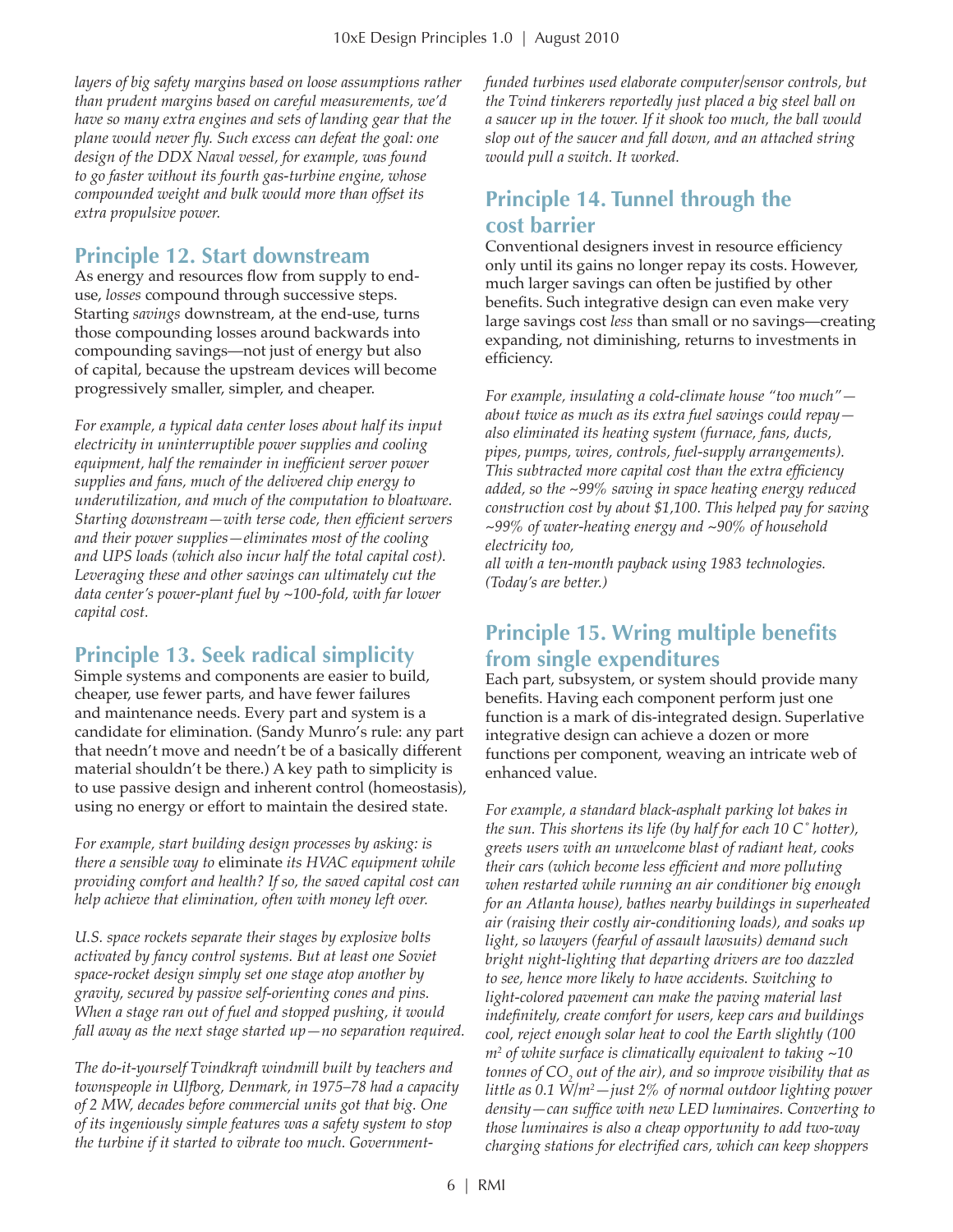*layers of big safety margins based on loose assumptions rather than prudent margins based on careful measurements, we'd have so many extra engines and sets of landing gear that the plane would never fly. Such excess can defeat the goal: one design of the DDX Naval vessel, for example, was found to go faster without its fourth gas-turbine engine, whose compounded weight and bulk would more than offset its extra propulsive power.*

## Principle 12. Start downstream

As energy and resources flow from supply to end-use, *losses* compound through successive steps. Starting *savings* downstream, at the end-use, turns those compounding losses around backwards into compounding savings—not just of energy but also of capital, because the upstream devices will become progressively smaller, simpler, and cheaper.

*For example, a typical data center loses about half its input electricity in uninterruptible power supplies and cooling equipment, half the remainder in inefficient server power supplies and fans, much of the delivered chip energy to underutilization, and much of the computation to bloatware. Starting downstream—with terse code, then efficient servers and their power supplies—eliminates most of the cooling and UPS loads (which also incur half the total capital cost). Leveraging these and other savings can ultimately cut the data center's power-plant fuel by ~100-fold, with far lower capital cost.*

## Principle 13. Seek radical simplicity

Simple systems and components are easier to build, cheaper, use fewer parts, and have fewer failures and maintenance needs. Every part and system is a candidate for elimination. (Sandy Munro's rule: any part that needn't move and needn't be of a basically different material shouldn't be there.) A key path to simplicity is to use passive design and inherent control (homeostasis), using no energy or effort to maintain the desired state.

*For example, start building design processes by asking: is there a sensible way to* eliminate *its HVAC equipment while providing comfort and health? If so, the saved capital cost can help achieve that elimination, often with money left over.*

*U.S. space rockets separate their stages by explosive bolts activated by fancy control systems. But at least one Soviet space-rocket design simply set one stage atop another by gravity, secured by passive self-orienting cones and pins. When a stage ran out of fuel and stopped pushing, it would fall away as the next stage started up—no separation required.*

*The do-it-yourself Tvindkraft windmill built by teachers and townspeople in Ulfborg, Denmark, in 1975–78 had a capacity of 2 MW, decades before commercial units got that big. One of its ingeniously simple features was a safety system to stop the turbine if it started to vibrate too much. Government-funded turbines used elaborate computer/sensor controls, but the Tvind tinkerers reportedly just placed a big steel ball on a saucer up in the tower. If it shook too much, the ball would slop out of the saucer and fall down, and an attached string would pull a switch. It worked.*

## Principle 14. Tunnel through the cost barrier

Conventional designers invest in resource efficiency only until its gains no longer repay its costs. However, much larger savings can often be justified by other benefits. Such integrative design can even make very large savings cost *less* than small or no savings—creating expanding, not diminishing, returns to investments in efficiency.

*For example, insulating a cold-climate house "too much"—about twice as much as its extra fuel savings could repay—also eliminated its heating system (furnace, fans, ducts, pipes, pumps, wires, controls, fuel-supply arrangements). This subtracted more capital cost than the extra efficiency added, so the ~99% saving in space heating energy reduced construction cost by about $1,100. This helped pay for saving ~99% of water-heating energy and ~90% of household electricity too,*
*all with a ten-month payback using 1983 technologies. (Today's are better.)*

## Principle 15. Wring multiple benefits from single expenditures

Each part, subsystem, or system should provide many benefits. Having each component perform just one function is a mark of dis-integrated design. Superlative integrative design can achieve a dozen or more functions per component, weaving an intricate web of enhanced value.

*For example, a standard black-asphalt parking lot bakes in the sun. This shortens its life (by half for each 10 C˚ hotter), greets users with an unwelcome blast of radiant heat, cooks their cars (which become less efficient and more polluting when restarted while running an air conditioner big enough for an Atlanta house), bathes nearby buildings in superheated air (raising their costly air-conditioning loads), and soaks up light, so lawyers (fearful of assault lawsuits) demand such bright night-lighting that departing drivers are too dazzled to see, hence more likely to have accidents. Switching to light-colored pavement can make the paving material last indefinitely, create comfort for users, keep cars and buildings cool, reject enough solar heat to cool the Earth slightly (100 $m^2$ of white surface is climatically equivalent to taking ~10 tonnes of $CO_2$ out of the air), and so improve visibility that as little as 0.1 $W/m^2$—just 2% of normal outdoor lighting power density—can suffice with new LED luminaires. Converting to those luminaires is also a cheap opportunity to add two-way charging stations for electrified cars, which can keep shoppers*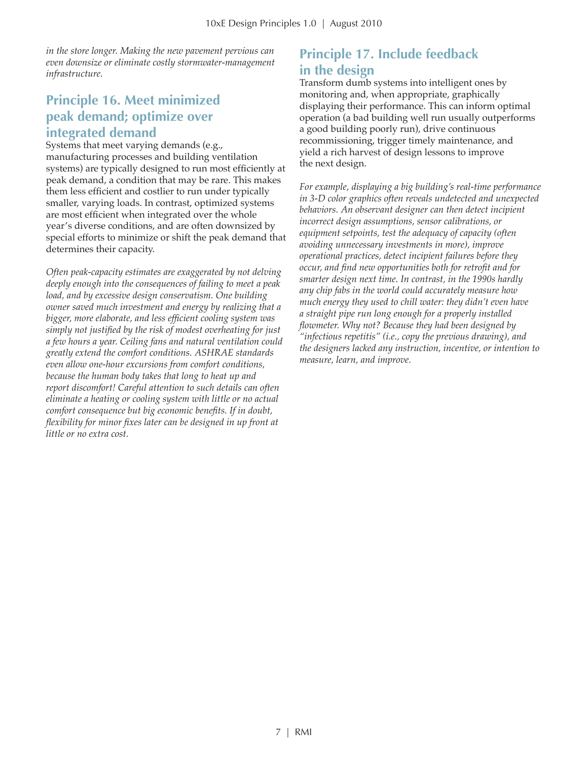*in the store longer. Making the new pavement pervious can even downsize or eliminate costly stormwater-management infrastructure.*

## Principle 16. Meet minimized peak demand; optimize over integrated demand

Systems that meet varying demands (e.g., manufacturing processes and building ventilation systems) are typically designed to run most efficiently at peak demand, a condition that may be rare. This makes them less efficient and costlier to run under typically smaller, varying loads. In contrast, optimized systems are most efficient when integrated over the whole year's diverse conditions, and are often downsized by special efforts to minimize or shift the peak demand that determines their capacity.

*Often peak-capacity estimates are exaggerated by not delving deeply enough into the consequences of failing to meet a peak load, and by excessive design conservatism. One building owner saved much investment and energy by realizing that a bigger, more elaborate, and less efficient cooling system was simply not justified by the risk of modest overheating for just a few hours a year. Ceiling fans and natural ventilation could greatly extend the comfort conditions. ASHRAE standards even allow one-hour excursions from comfort conditions, because the human body takes that long to heat up and report discomfort! Careful attention to such details can often eliminate a heating or cooling system with little or no actual comfort consequence but big economic benefits. If in doubt, flexibility for minor fixes later can be designed in up front at little or no extra cost.*

## Principle 17. Include feedback in the design

Transform dumb systems into intelligent ones by monitoring and, when appropriate, graphically displaying their performance. This can inform optimal operation (a bad building well run usually outperforms a good building poorly run), drive continuous recommissioning, trigger timely maintenance, and yield a rich harvest of design lessons to improve the next design.

*For example, displaying a big building's real-time performance in 3-D color graphics often reveals undetected and unexpected behaviors. An observant designer can then detect incipient incorrect design assumptions, sensor calibrations, or equipment setpoints, test the adequacy of capacity (often avoiding unnecessary investments in more), improve operational practices, detect incipient failures before they occur, and find new opportunities both for retrofit and for smarter design next time. In contrast, in the 1990s hardly any chip fabs in the world could accurately measure how much energy they used to chill water: they didn't even have a straight pipe run long enough for a properly installed flowmeter. Why not? Because they had been designed by "infectious repetitis" (i.e., copy the previous drawing), and the designers lacked any instruction, incentive, or intention to measure, learn, and improve.*